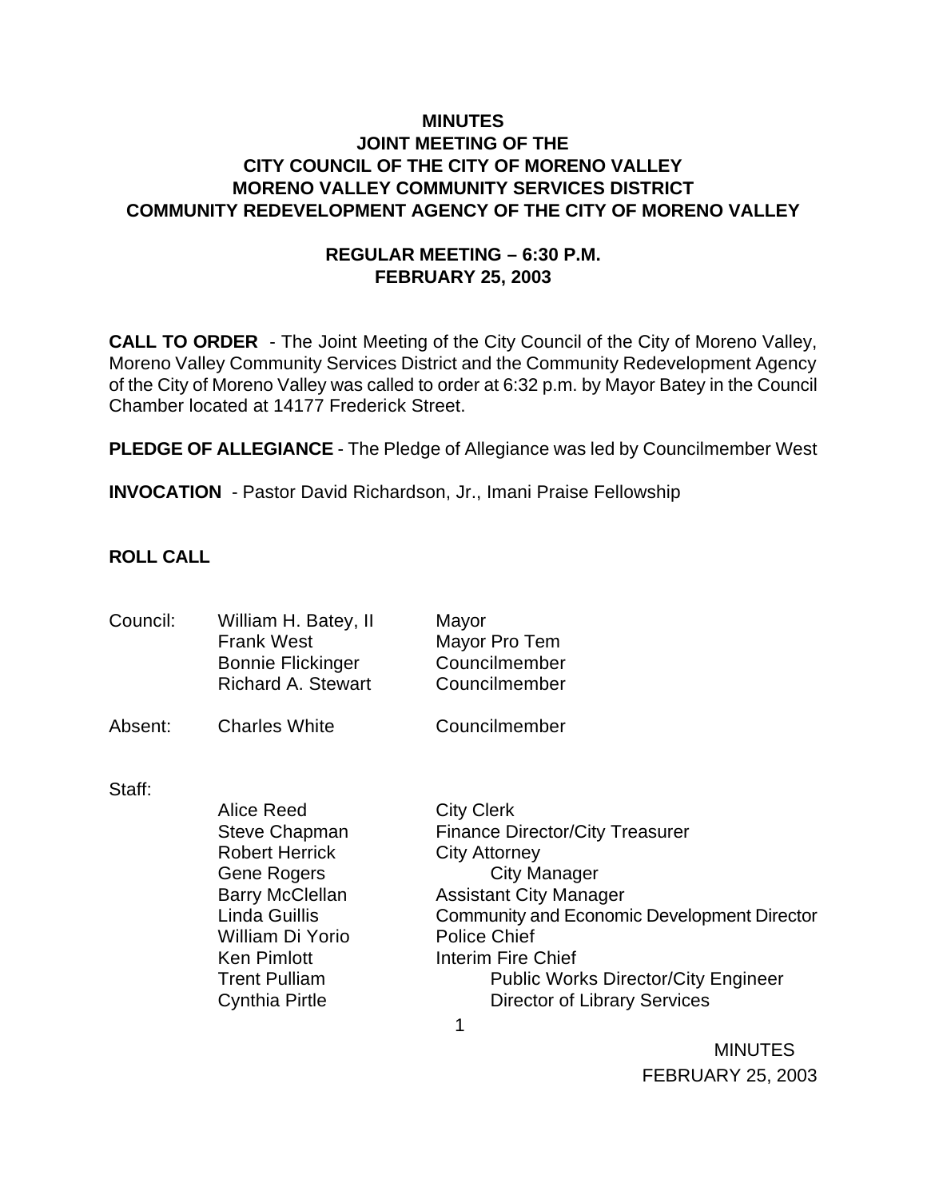# MINUTES
## JOINT MEETING OF THE
## CITY COUNCIL OF THE CITY OF MORENO VALLEY
## MORENO VALLEY COMMUNITY SERVICES DISTRICT
## COMMUNITY REDEVELOPMENT AGENCY OF THE CITY OF MORENO VALLEY

### REGULAR MEETING – 6:30 P.M.
### FEBRUARY 25, 2003

**CALL TO ORDER** - The Joint Meeting of the City Council of the City of Moreno Valley, Moreno Valley Community Services District and the Community Redevelopment Agency of the City of Moreno Valley was called to order at 6:32 p.m. by Mayor Batey in the Council Chamber located at 14177 Frederick Street.

**PLEDGE OF ALLEGIANCE** - The Pledge of Allegiance was led by Councilmember West

**INVOCATION** - Pastor David Richardson, Jr., Imani Praise Fellowship

**ROLL CALL**

| | | |
|---|---|---|
| Council: | William H. Batey, II | Mayor |
| | Frank West | Mayor Pro Tem |
| | Bonnie Flickinger | Councilmember |
| | Richard A. Stewart | Councilmember |
| Absent: | Charles White | Councilmember |
| Staff: | | |
| | Alice Reed | City Clerk |
| | Steve Chapman | Finance Director/City Treasurer |
| | Robert Herrick | City Attorney |
| | Gene Rogers | City Manager |
| | Barry McClellan | Assistant City Manager |
| | Linda Guillis | Community and Economic Development Director |
| | William Di Yorio | Police Chief |
| | Ken Pimlott | Interim Fire Chief |
| | Trent Pulliam | Public Works Director/City Engineer |
| | Cynthia Pirtle | Director of Library Services |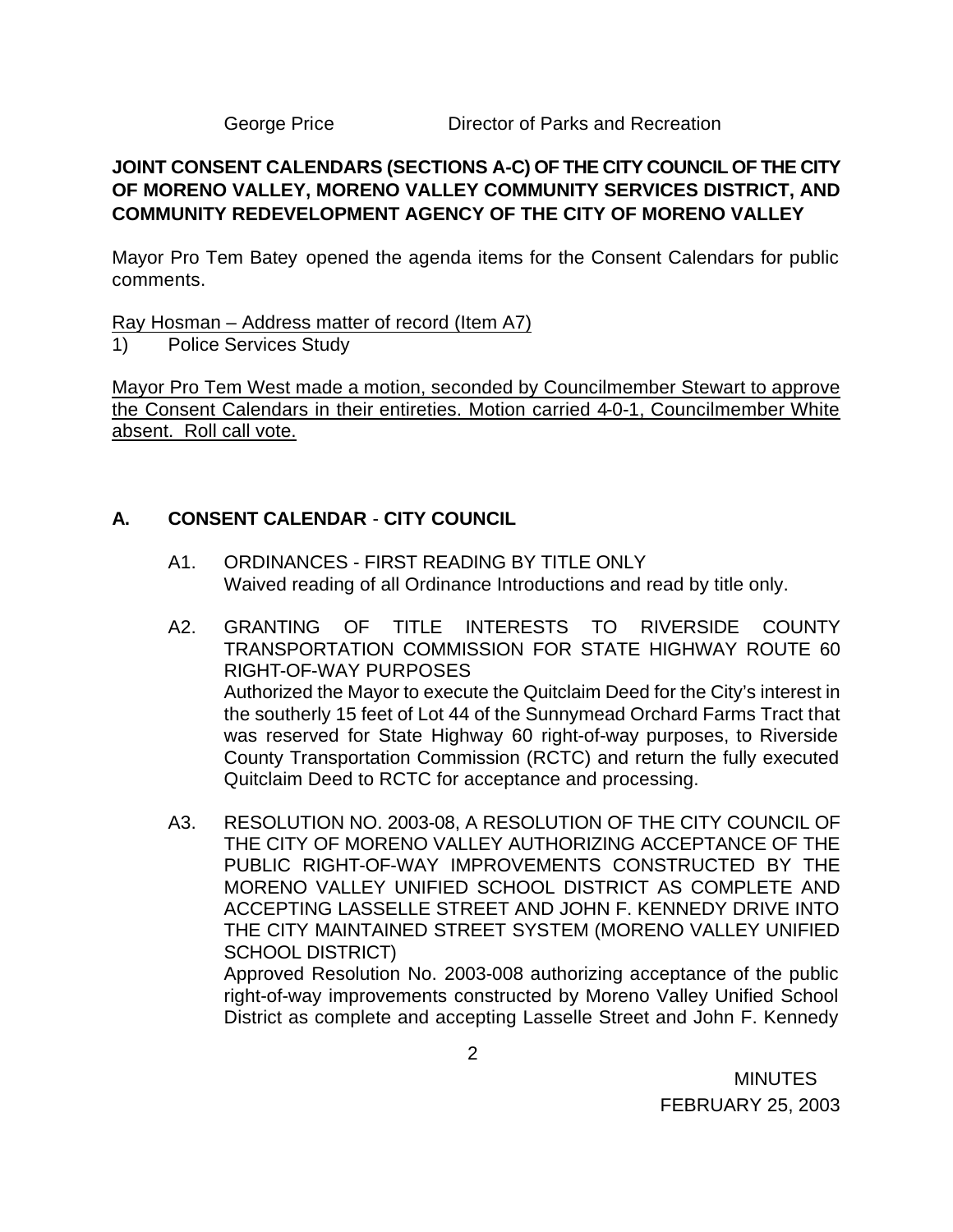George Price Director of Parks and Recreation

**JOINT CONSENT CALENDARS (SECTIONS A-C) OF THE CITY COUNCIL OF THE CITY OF MORENO VALLEY, MORENO VALLEY COMMUNITY SERVICES DISTRICT, AND COMMUNITY REDEVELOPMENT AGENCY OF THE CITY OF MORENO VALLEY**

Mayor Pro Tem Batey opened the agenda items for the Consent Calendars for public comments.

Ray Hosman – Address matter of record (Item A7)

1) Police Services Study

Mayor Pro Tem West made a motion, seconded by Councilmember Stewart to approve the Consent Calendars in their entireties. Motion carried 4-0-1, Councilmember White absent. Roll call vote.

## A. CONSENT CALENDAR - CITY COUNCIL

A1. ORDINANCES - FIRST READING BY TITLE ONLY
Waived reading of all Ordinance Introductions and read by title only.

A2. GRANTING OF TITLE INTERESTS TO RIVERSIDE COUNTY TRANSPORTATION COMMISSION FOR STATE HIGHWAY ROUTE 60 RIGHT-OF-WAY PURPOSES
Authorized the Mayor to execute the Quitclaim Deed for the City's interest in the southerly 15 feet of Lot 44 of the Sunnymead Orchard Farms Tract that was reserved for State Highway 60 right-of-way purposes, to Riverside County Transportation Commission (RCTC) and return the fully executed Quitclaim Deed to RCTC for acceptance and processing.

A3. RESOLUTION NO. 2003-08, A RESOLUTION OF THE CITY COUNCIL OF THE CITY OF MORENO VALLEY AUTHORIZING ACCEPTANCE OF THE PUBLIC RIGHT-OF-WAY IMPROVEMENTS CONSTRUCTED BY THE MORENO VALLEY UNIFIED SCHOOL DISTRICT AS COMPLETE AND ACCEPTING LASSELLE STREET AND JOHN F. KENNEDY DRIVE INTO THE CITY MAINTAINED STREET SYSTEM (MORENO VALLEY UNIFIED SCHOOL DISTRICT)
Approved Resolution No. 2003-008 authorizing acceptance of the public right-of-way improvements constructed by Moreno Valley Unified School District as complete and accepting Lasselle Street and John F. Kennedy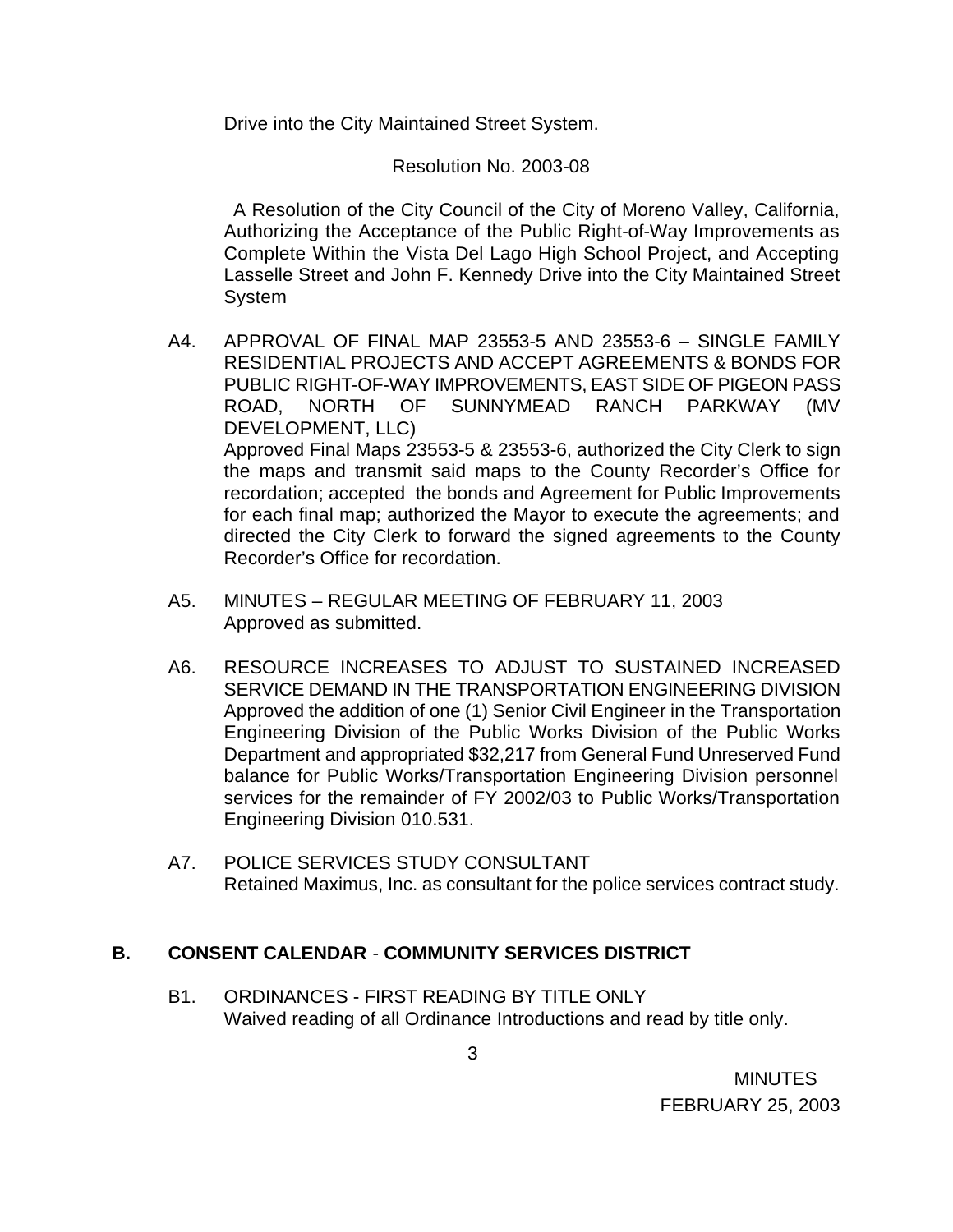Drive into the City Maintained Street System.

Resolution No. 2003-08

A Resolution of the City Council of the City of Moreno Valley, California, Authorizing the Acceptance of the Public Right-of-Way Improvements as Complete Within the Vista Del Lago High School Project, and Accepting Lasselle Street and John F. Kennedy Drive into the City Maintained Street System

A4. APPROVAL OF FINAL MAP 23553-5 AND 23553-6 – SINGLE FAMILY RESIDENTIAL PROJECTS AND ACCEPT AGREEMENTS & BONDS FOR PUBLIC RIGHT-OF-WAY IMPROVEMENTS, EAST SIDE OF PIGEON PASS ROAD, NORTH OF SUNNYMEAD RANCH PARKWAY (MV DEVELOPMENT, LLC)
Approved Final Maps 23553-5 & 23553-6, authorized the City Clerk to sign the maps and transmit said maps to the County Recorder's Office for recordation; accepted the bonds and Agreement for Public Improvements for each final map; authorized the Mayor to execute the agreements; and directed the City Clerk to forward the signed agreements to the County Recorder's Office for recordation.

A5. MINUTES – REGULAR MEETING OF FEBRUARY 11, 2003
Approved as submitted.

A6. RESOURCE INCREASES TO ADJUST TO SUSTAINED INCREASED SERVICE DEMAND IN THE TRANSPORTATION ENGINEERING DIVISION
Approved the addition of one (1) Senior Civil Engineer in the Transportation Engineering Division of the Public Works Division of the Public Works Department and appropriated $32,217 from General Fund Unreserved Fund balance for Public Works/Transportation Engineering Division personnel services for the remainder of FY 2002/03 to Public Works/Transportation Engineering Division 010.531.

A7. POLICE SERVICES STUDY CONSULTANT
Retained Maximus, Inc. as consultant for the police services contract study.

## B. CONSENT CALENDAR - COMMUNITY SERVICES DISTRICT

B1. ORDINANCES - FIRST READING BY TITLE ONLY
Waived reading of all Ordinance Introductions and read by title only.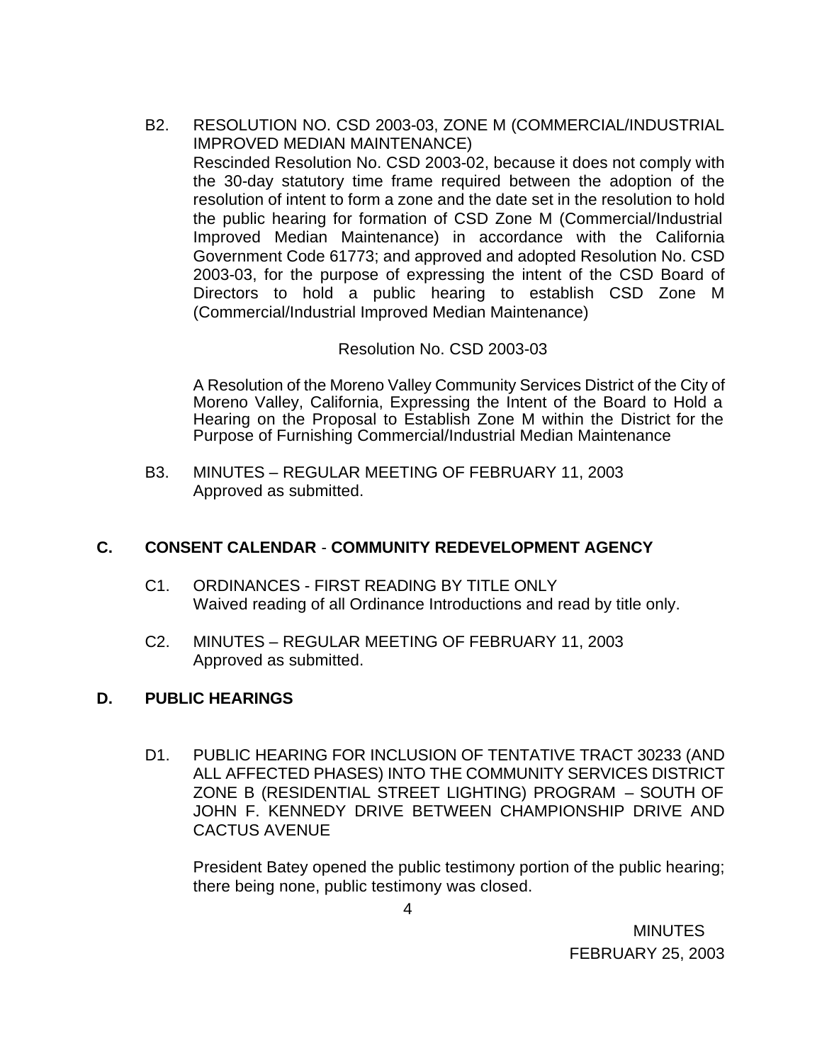B2. RESOLUTION NO. CSD 2003-03, ZONE M (COMMERCIAL/INDUSTRIAL IMPROVED MEDIAN MAINTENANCE)
Rescinded Resolution No. CSD 2003-02, because it does not comply with the 30-day statutory time frame required between the adoption of the resolution of intent to form a zone and the date set in the resolution to hold the public hearing for formation of CSD Zone M (Commercial/Industrial Improved Median Maintenance) in accordance with the California Government Code 61773; and approved and adopted Resolution No. CSD 2003-03, for the purpose of expressing the intent of the CSD Board of Directors to hold a public hearing to establish CSD Zone M (Commercial/Industrial Improved Median Maintenance)

Resolution No. CSD 2003-03

A Resolution of the Moreno Valley Community Services District of the City of Moreno Valley, California, Expressing the Intent of the Board to Hold a Hearing on the Proposal to Establish Zone M within the District for the Purpose of Furnishing Commercial/Industrial Median Maintenance

B3. MINUTES – REGULAR MEETING OF FEBRUARY 11, 2003
Approved as submitted.

## C. CONSENT CALENDAR - COMMUNITY REDEVELOPMENT AGENCY

C1. ORDINANCES - FIRST READING BY TITLE ONLY
Waived reading of all Ordinance Introductions and read by title only.

C2. MINUTES – REGULAR MEETING OF FEBRUARY 11, 2003
Approved as submitted.

## D. PUBLIC HEARINGS

D1. PUBLIC HEARING FOR INCLUSION OF TENTATIVE TRACT 30233 (AND ALL AFFECTED PHASES) INTO THE COMMUNITY SERVICES DISTRICT ZONE B (RESIDENTIAL STREET LIGHTING) PROGRAM – SOUTH OF JOHN F. KENNEDY DRIVE BETWEEN CHAMPIONSHIP DRIVE AND CACTUS AVENUE

President Batey opened the public testimony portion of the public hearing; there being none, public testimony was closed.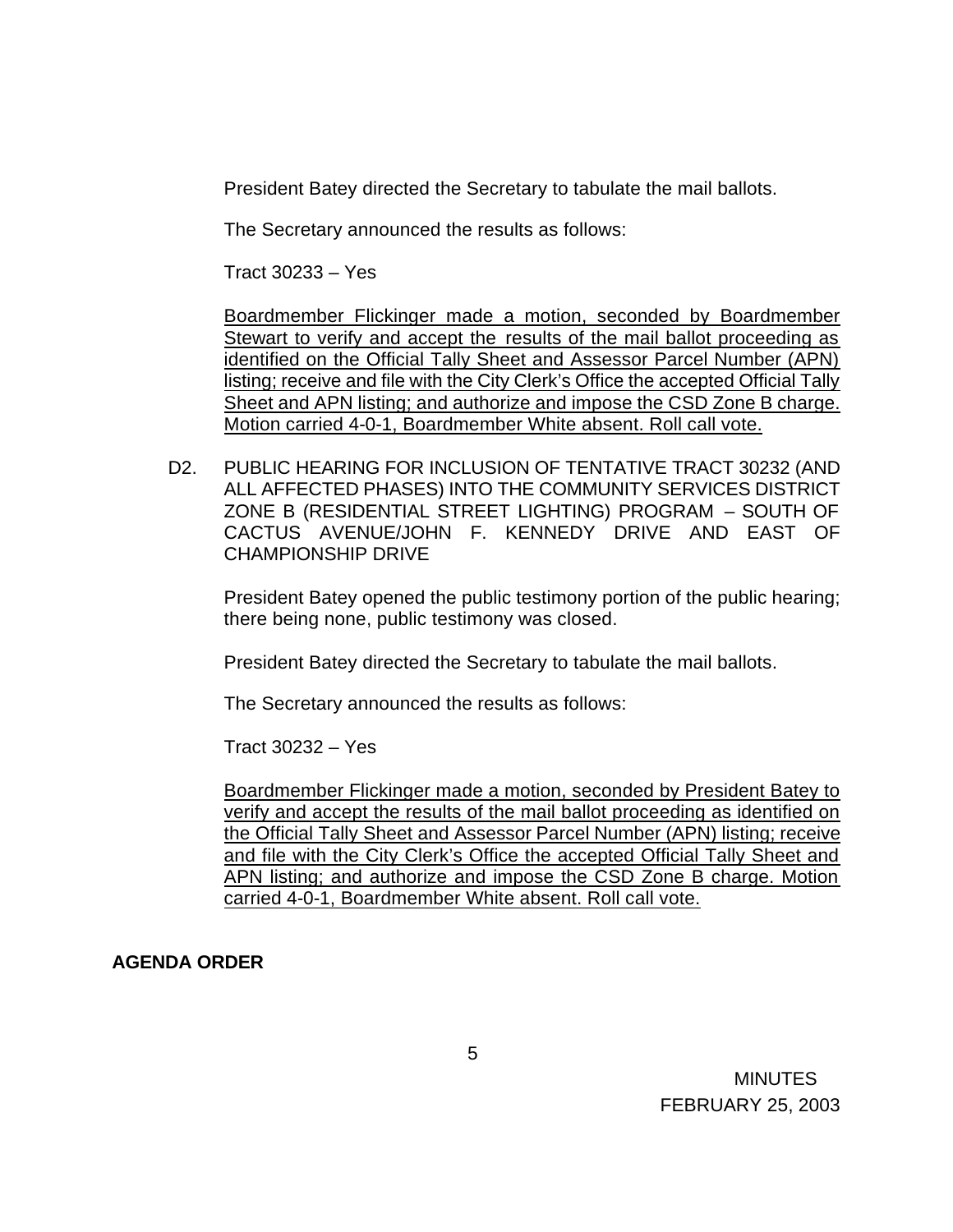President Batey directed the Secretary to tabulate the mail ballots.

The Secretary announced the results as follows:

Tract 30233 – Yes

Boardmember Flickinger made a motion, seconded by Boardmember Stewart to verify and accept the results of the mail ballot proceeding as identified on the Official Tally Sheet and Assessor Parcel Number (APN) listing; receive and file with the City Clerk's Office the accepted Official Tally Sheet and APN listing; and authorize and impose the CSD Zone B charge. Motion carried 4-0-1, Boardmember White absent. Roll call vote.

D2. PUBLIC HEARING FOR INCLUSION OF TENTATIVE TRACT 30232 (AND ALL AFFECTED PHASES) INTO THE COMMUNITY SERVICES DISTRICT ZONE B (RESIDENTIAL STREET LIGHTING) PROGRAM – SOUTH OF CACTUS AVENUE/JOHN F. KENNEDY DRIVE AND EAST OF CHAMPIONSHIP DRIVE

President Batey opened the public testimony portion of the public hearing; there being none, public testimony was closed.

President Batey directed the Secretary to tabulate the mail ballots.

The Secretary announced the results as follows:

Tract 30232 – Yes

Boardmember Flickinger made a motion, seconded by President Batey to verify and accept the results of the mail ballot proceeding as identified on the Official Tally Sheet and Assessor Parcel Number (APN) listing; receive and file with the City Clerk's Office the accepted Official Tally Sheet and APN listing; and authorize and impose the CSD Zone B charge. Motion carried 4-0-1, Boardmember White absent. Roll call vote.

**AGENDA ORDER**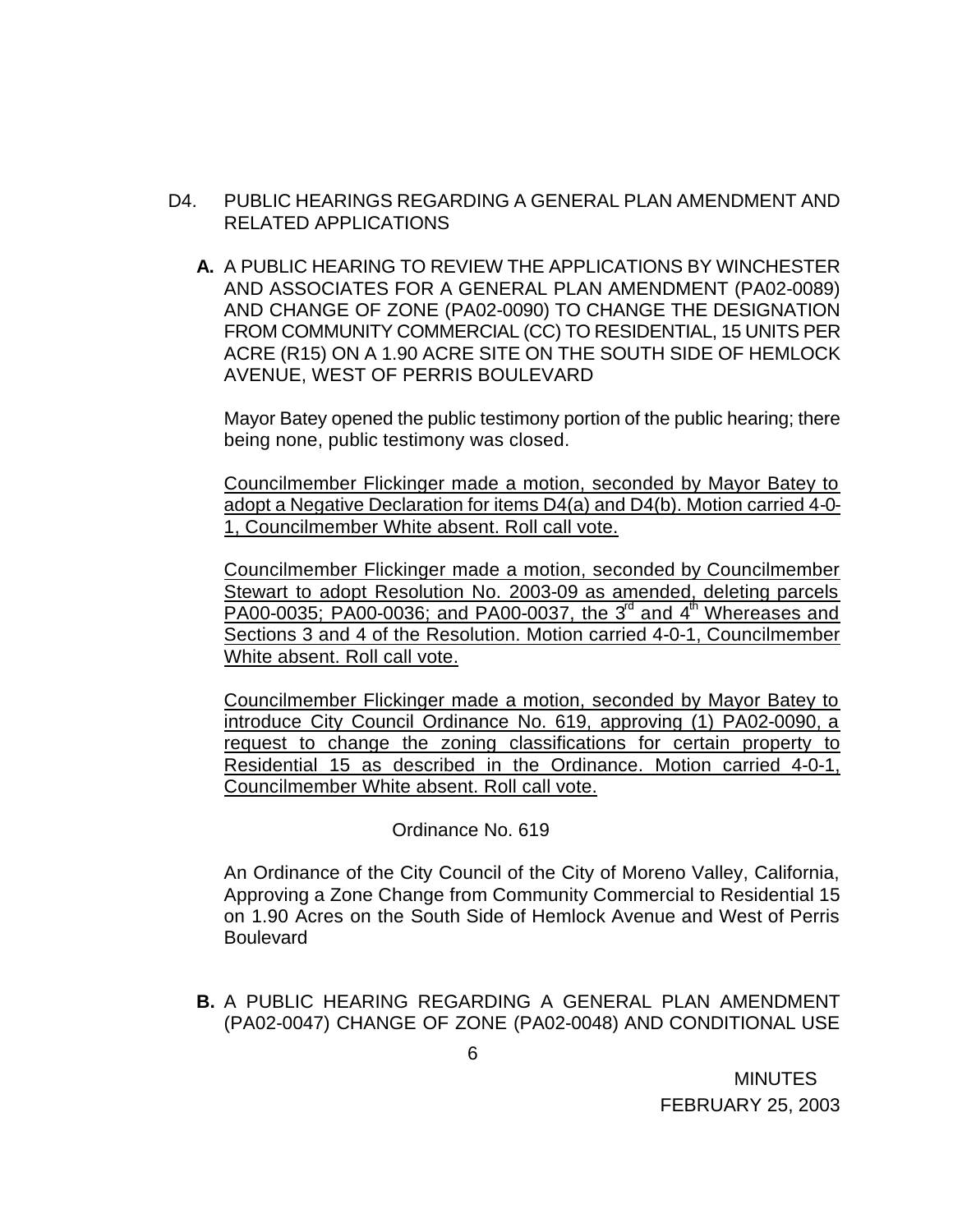D4. PUBLIC HEARINGS REGARDING A GENERAL PLAN AMENDMENT AND RELATED APPLICATIONS

**A.** A PUBLIC HEARING TO REVIEW THE APPLICATIONS BY WINCHESTER AND ASSOCIATES FOR A GENERAL PLAN AMENDMENT (PA02-0089) AND CHANGE OF ZONE (PA02-0090) TO CHANGE THE DESIGNATION FROM COMMUNITY COMMERCIAL (CC) TO RESIDENTIAL, 15 UNITS PER ACRE (R15) ON A 1.90 ACRE SITE ON THE SOUTH SIDE OF HEMLOCK AVENUE, WEST OF PERRIS BOULEVARD

Mayor Batey opened the public testimony portion of the public hearing; there being none, public testimony was closed.

Councilmember Flickinger made a motion, seconded by Mayor Batey to adopt a Negative Declaration for items D4(a) and D4(b). Motion carried 4-0-1, Councilmember White absent. Roll call vote.

Councilmember Flickinger made a motion, seconded by Councilmember Stewart to adopt Resolution No. 2003-09 as amended, deleting parcels PA00-0035; PA00-0036; and PA00-0037, the 3rd and 4th Whereases and Sections 3 and 4 of the Resolution. Motion carried 4-0-1, Councilmember White absent. Roll call vote.

Councilmember Flickinger made a motion, seconded by Mayor Batey to introduce City Council Ordinance No. 619, approving (1) PA02-0090, a request to change the zoning classifications for certain property to Residential 15 as described in the Ordinance. Motion carried 4-0-1, Councilmember White absent. Roll call vote.

Ordinance No. 619

An Ordinance of the City Council of the City of Moreno Valley, California, Approving a Zone Change from Community Commercial to Residential 15 on 1.90 Acres on the South Side of Hemlock Avenue and West of Perris Boulevard

**B.** A PUBLIC HEARING REGARDING A GENERAL PLAN AMENDMENT (PA02-0047) CHANGE OF ZONE (PA02-0048) AND CONDITIONAL USE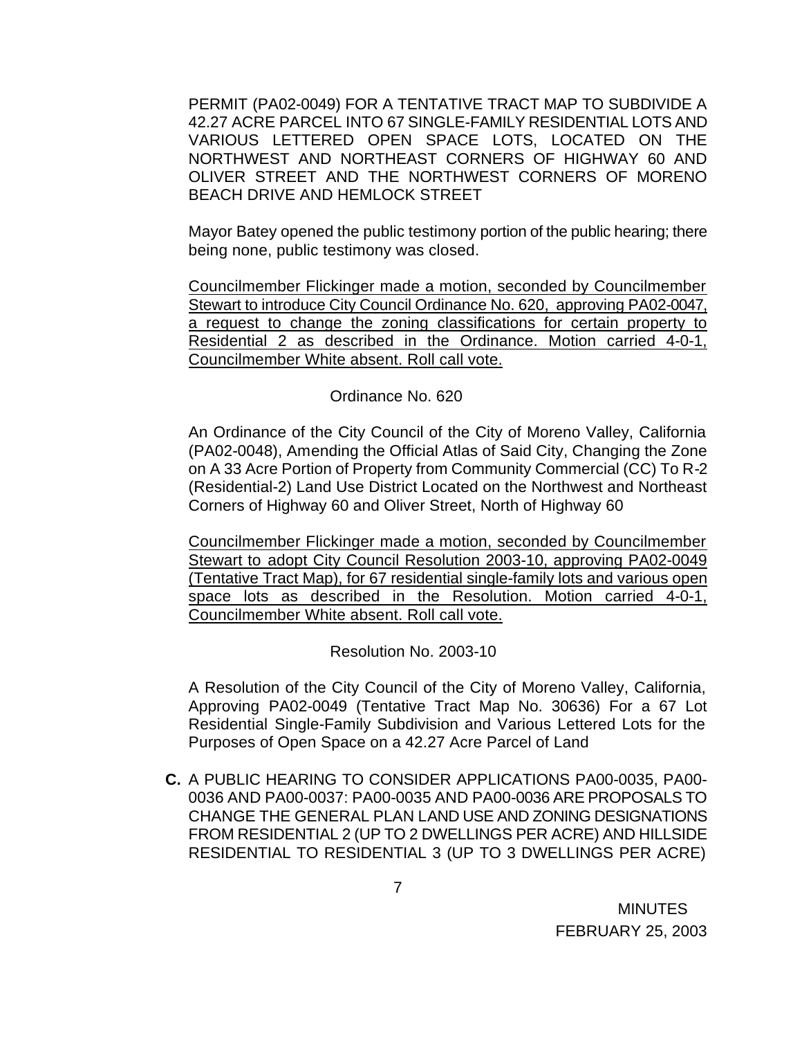PERMIT (PA02-0049) FOR A TENTATIVE TRACT MAP TO SUBDIVIDE A 42.27 ACRE PARCEL INTO 67 SINGLE-FAMILY RESIDENTIAL LOTS AND VARIOUS LETTERED OPEN SPACE LOTS, LOCATED ON THE NORTHWEST AND NORTHEAST CORNERS OF HIGHWAY 60 AND OLIVER STREET AND THE NORTHWEST CORNERS OF MORENO BEACH DRIVE AND HEMLOCK STREET

Mayor Batey opened the public testimony portion of the public hearing; there being none, public testimony was closed.

<u>Councilmember Flickinger made a motion, seconded by Councilmember Stewart to introduce City Council Ordinance No. 620, approving PA02-0047, a request to change the zoning classifications for certain property to Residential 2 as described in the Ordinance. Motion carried 4-0-1, Councilmember White absent. Roll call vote.</u>

Ordinance No. 620

An Ordinance of the City Council of the City of Moreno Valley, California (PA02-0048), Amending the Official Atlas of Said City, Changing the Zone on A 33 Acre Portion of Property from Community Commercial (CC) To R-2 (Residential-2) Land Use District Located on the Northwest and Northeast Corners of Highway 60 and Oliver Street, North of Highway 60

<u>Councilmember Flickinger made a motion, seconded by Councilmember Stewart to adopt City Council Resolution 2003-10, approving PA02-0049 (Tentative Tract Map), for 67 residential single-family lots and various open space lots as described in the Resolution. Motion carried 4-0-1, Councilmember White absent. Roll call vote.</u>

Resolution No. 2003-10

A Resolution of the City Council of the City of Moreno Valley, California, Approving PA02-0049 (Tentative Tract Map No. 30636) For a 67 Lot Residential Single-Family Subdivision and Various Lettered Lots for the Purposes of Open Space on a 42.27 Acre Parcel of Land

**C.** A PUBLIC HEARING TO CONSIDER APPLICATIONS PA00-0035, PA00-0036 AND PA00-0037: PA00-0035 AND PA00-0036 ARE PROPOSALS TO CHANGE THE GENERAL PLAN LAND USE AND ZONING DESIGNATIONS FROM RESIDENTIAL 2 (UP TO 2 DWELLINGS PER ACRE) AND HILLSIDE RESIDENTIAL TO RESIDENTIAL 3 (UP TO 3 DWELLINGS PER ACRE)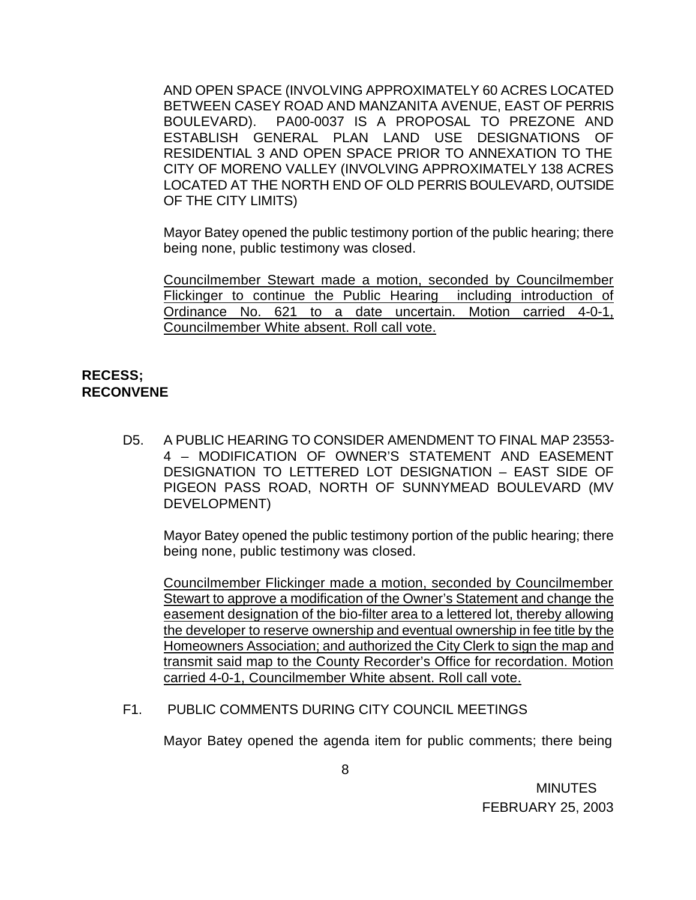AND OPEN SPACE (INVOLVING APPROXIMATELY 60 ACRES LOCATED BETWEEN CASEY ROAD AND MANZANITA AVENUE, EAST OF PERRIS BOULEVARD). PA00-0037 IS A PROPOSAL TO PREZONE AND ESTABLISH GENERAL PLAN LAND USE DESIGNATIONS OF RESIDENTIAL 3 AND OPEN SPACE PRIOR TO ANNEXATION TO THE CITY OF MORENO VALLEY (INVOLVING APPROXIMATELY 138 ACRES LOCATED AT THE NORTH END OF OLD PERRIS BOULEVARD, OUTSIDE OF THE CITY LIMITS)

Mayor Batey opened the public testimony portion of the public hearing; there being none, public testimony was closed.

<u>Councilmember Stewart made a motion, seconded by Councilmember Flickinger to continue the Public Hearing including introduction of Ordinance No. 621 to a date uncertain. Motion carried 4-0-1, Councilmember White absent. Roll call vote.</u>

**RECESS; RECONVENE**

D5. A PUBLIC HEARING TO CONSIDER AMENDMENT TO FINAL MAP 23553-4 – MODIFICATION OF OWNER'S STATEMENT AND EASEMENT DESIGNATION TO LETTERED LOT DESIGNATION – EAST SIDE OF PIGEON PASS ROAD, NORTH OF SUNNYMEAD BOULEVARD (MV DEVELOPMENT)

Mayor Batey opened the public testimony portion of the public hearing; there being none, public testimony was closed.

<u>Councilmember Flickinger made a motion, seconded by Councilmember Stewart to approve a modification of the Owner's Statement and change the easement designation of the bio-filter area to a lettered lot, thereby allowing the developer to reserve ownership and eventual ownership in fee title by the Homeowners Association; and authorized the City Clerk to sign the map and transmit said map to the County Recorder's Office for recordation. Motion carried 4-0-1, Councilmember White absent. Roll call vote.</u>

F1. PUBLIC COMMENTS DURING CITY COUNCIL MEETINGS

Mayor Batey opened the agenda item for public comments; there being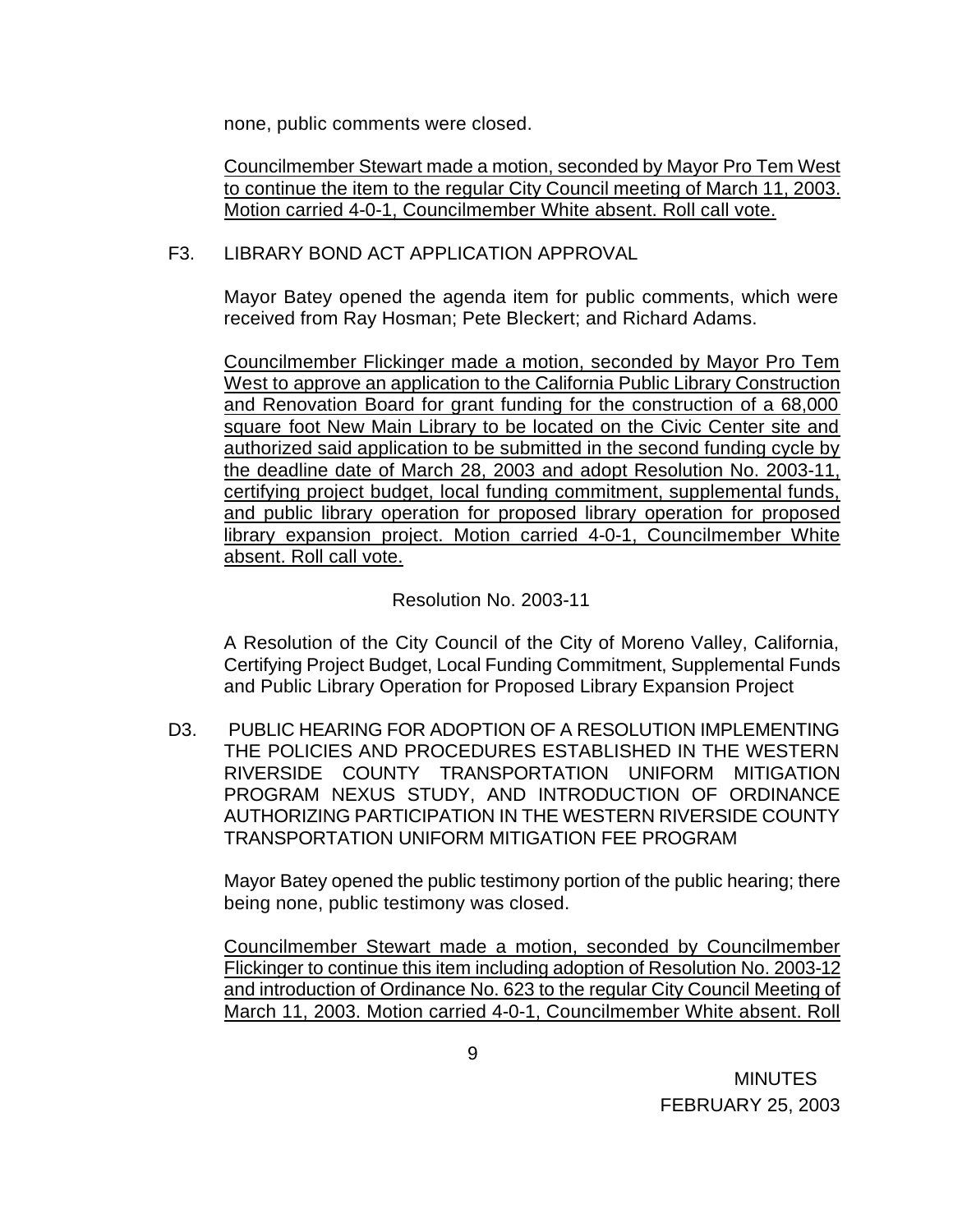none, public comments were closed.

<u>Councilmember Stewart made a motion, seconded by Mayor Pro Tem West to continue the item to the regular City Council meeting of March 11, 2003. Motion carried 4-0-1, Councilmember White absent. Roll call vote.</u>

F3. LIBRARY BOND ACT APPLICATION APPROVAL

Mayor Batey opened the agenda item for public comments, which were received from Ray Hosman; Pete Bleckert; and Richard Adams.

<u>Councilmember Flickinger made a motion, seconded by Mayor Pro Tem West to approve an application to the California Public Library Construction and Renovation Board for grant funding for the construction of a 68,000 square foot New Main Library to be located on the Civic Center site and authorized said application to be submitted in the second funding cycle by the deadline date of March 28, 2003 and adopt Resolution No. 2003-11, certifying project budget, local funding commitment, supplemental funds, and public library operation for proposed library operation for proposed library expansion project. Motion carried 4-0-1, Councilmember White absent. Roll call vote.</u>

Resolution No. 2003-11

A Resolution of the City Council of the City of Moreno Valley, California, Certifying Project Budget, Local Funding Commitment, Supplemental Funds and Public Library Operation for Proposed Library Expansion Project

D3. PUBLIC HEARING FOR ADOPTION OF A RESOLUTION IMPLEMENTING THE POLICIES AND PROCEDURES ESTABLISHED IN THE WESTERN RIVERSIDE COUNTY TRANSPORTATION UNIFORM MITIGATION PROGRAM NEXUS STUDY, AND INTRODUCTION OF ORDINANCE AUTHORIZING PARTICIPATION IN THE WESTERN RIVERSIDE COUNTY TRANSPORTATION UNIFORM MITIGATION FEE PROGRAM

Mayor Batey opened the public testimony portion of the public hearing; there being none, public testimony was closed.

<u>Councilmember Stewart made a motion, seconded by Councilmember Flickinger to continue this item including adoption of Resolution No. 2003-12 and introduction of Ordinance No. 623 to the regular City Council Meeting of March 11, 2003. Motion carried 4-0-1, Councilmember White absent. Roll</u>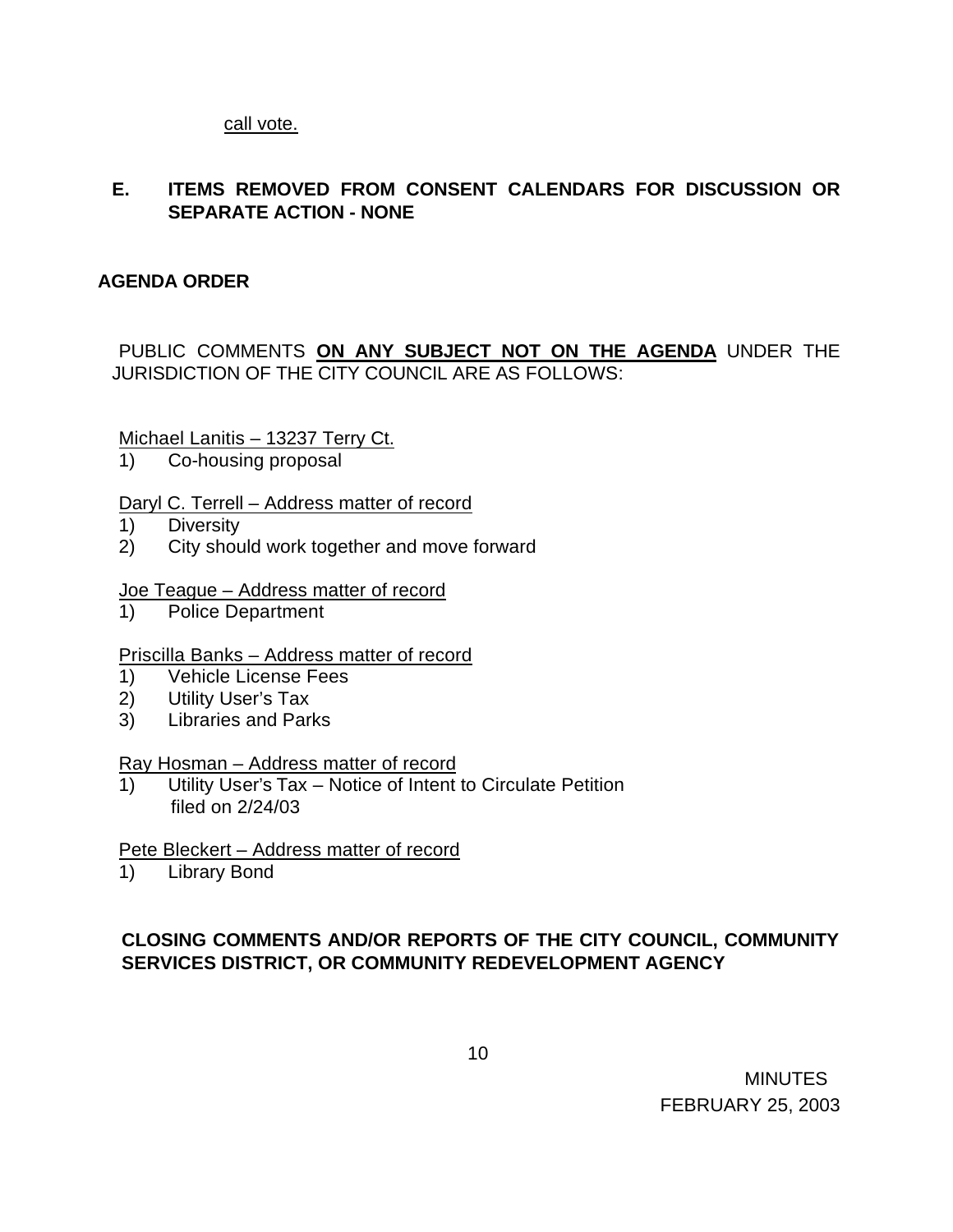call vote.

**E. ITEMS REMOVED FROM CONSENT CALENDARS FOR DISCUSSION OR SEPARATE ACTION - NONE**

**AGENDA ORDER**

PUBLIC COMMENTS **ON ANY SUBJECT NOT ON THE AGENDA** UNDER THE JURISDICTION OF THE CITY COUNCIL ARE AS FOLLOWS:

Michael Lanitis – 13237 Terry Ct.

1) Co-housing proposal

Daryl C. Terrell – Address matter of record

1) Diversity
2) City should work together and move forward

Joe Teague – Address matter of record

1) Police Department

Priscilla Banks – Address matter of record

1) Vehicle License Fees
2) Utility User's Tax
3) Libraries and Parks

Ray Hosman – Address matter of record

1) Utility User's Tax – Notice of Intent to Circulate Petition filed on 2/24/03

Pete Bleckert – Address matter of record

1) Library Bond

**CLOSING COMMENTS AND/OR REPORTS OF THE CITY COUNCIL, COMMUNITY SERVICES DISTRICT, OR COMMUNITY REDEVELOPMENT AGENCY**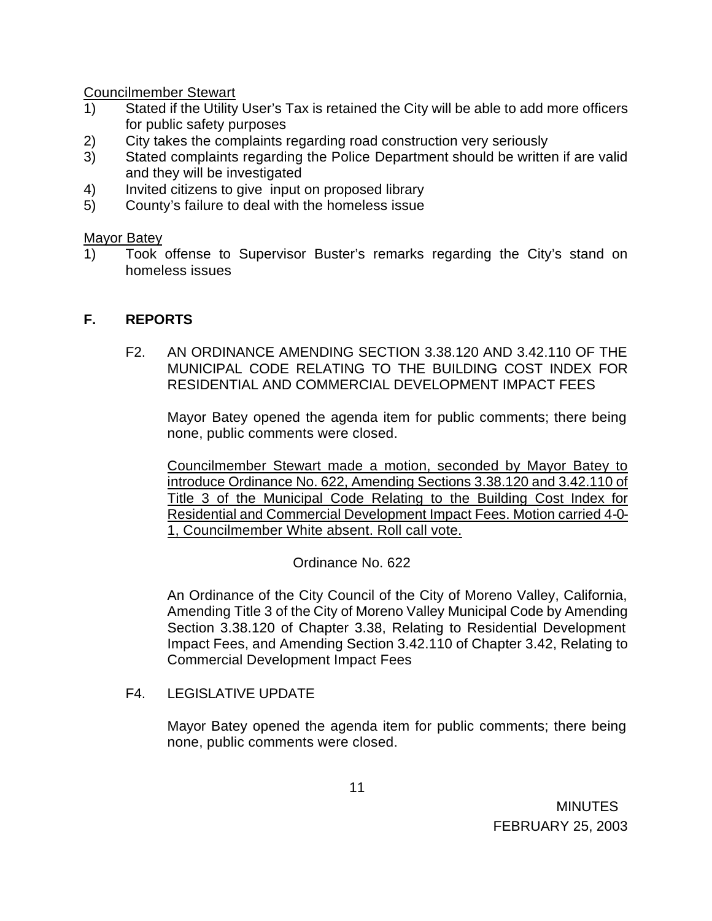Councilmember Stewart

1) Stated if the Utility User's Tax is retained the City will be able to add more officers for public safety purposes
2) City takes the complaints regarding road construction very seriously
3) Stated complaints regarding the Police Department should be written if are valid and they will be investigated
4) Invited citizens to give input on proposed library
5) County's failure to deal with the homeless issue

Mayor Batey

1) Took offense to Supervisor Buster's remarks regarding the City's stand on homeless issues

## F. REPORTS

F2. AN ORDINANCE AMENDING SECTION 3.38.120 AND 3.42.110 OF THE MUNICIPAL CODE RELATING TO THE BUILDING COST INDEX FOR RESIDENTIAL AND COMMERCIAL DEVELOPMENT IMPACT FEES

Mayor Batey opened the agenda item for public comments; there being none, public comments were closed.

Councilmember Stewart made a motion, seconded by Mayor Batey to introduce Ordinance No. 622, Amending Sections 3.38.120 and 3.42.110 of Title 3 of the Municipal Code Relating to the Building Cost Index for Residential and Commercial Development Impact Fees. Motion carried 4-0-1, Councilmember White absent. Roll call vote.

Ordinance No. 622

An Ordinance of the City Council of the City of Moreno Valley, California, Amending Title 3 of the City of Moreno Valley Municipal Code by Amending Section 3.38.120 of Chapter 3.38, Relating to Residential Development Impact Fees, and Amending Section 3.42.110 of Chapter 3.42, Relating to Commercial Development Impact Fees

F4. LEGISLATIVE UPDATE

Mayor Batey opened the agenda item for public comments; there being none, public comments were closed.

MINUTES
FEBRUARY 25, 2003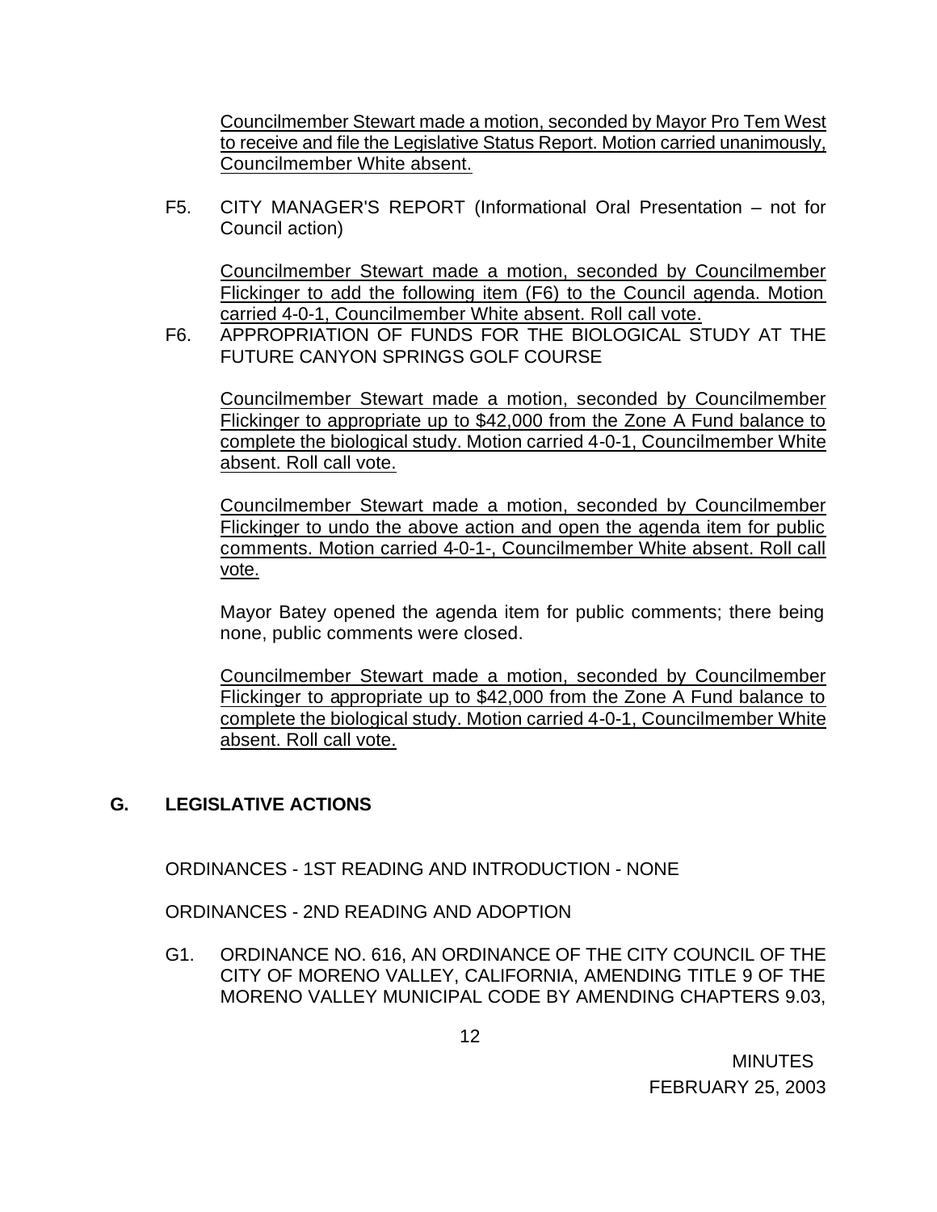Councilmember Stewart made a motion, seconded by Mayor Pro Tem West to receive and file the Legislative Status Report. Motion carried unanimously, Councilmember White absent.

F5. CITY MANAGER'S REPORT (Informational Oral Presentation – not for Council action)

Councilmember Stewart made a motion, seconded by Councilmember Flickinger to add the following item (F6) to the Council agenda. Motion carried 4-0-1, Councilmember White absent. Roll call vote.

F6. APPROPRIATION OF FUNDS FOR THE BIOLOGICAL STUDY AT THE FUTURE CANYON SPRINGS GOLF COURSE

Councilmember Stewart made a motion, seconded by Councilmember Flickinger to appropriate up to $42,000 from the Zone A Fund balance to complete the biological study. Motion carried 4-0-1, Councilmember White absent. Roll call vote.

Councilmember Stewart made a motion, seconded by Councilmember Flickinger to undo the above action and open the agenda item for public comments. Motion carried 4-0-1-, Councilmember White absent. Roll call vote.

Mayor Batey opened the agenda item for public comments; there being none, public comments were closed.

Councilmember Stewart made a motion, seconded by Councilmember Flickinger to appropriate up to $42,000 from the Zone A Fund balance to complete the biological study. Motion carried 4-0-1, Councilmember White absent. Roll call vote.

## G. LEGISLATIVE ACTIONS

ORDINANCES - 1ST READING AND INTRODUCTION - NONE

ORDINANCES - 2ND READING AND ADOPTION

G1. ORDINANCE NO. 616, AN ORDINANCE OF THE CITY COUNCIL OF THE CITY OF MORENO VALLEY, CALIFORNIA, AMENDING TITLE 9 OF THE MORENO VALLEY MUNICIPAL CODE BY AMENDING CHAPTERS 9.03,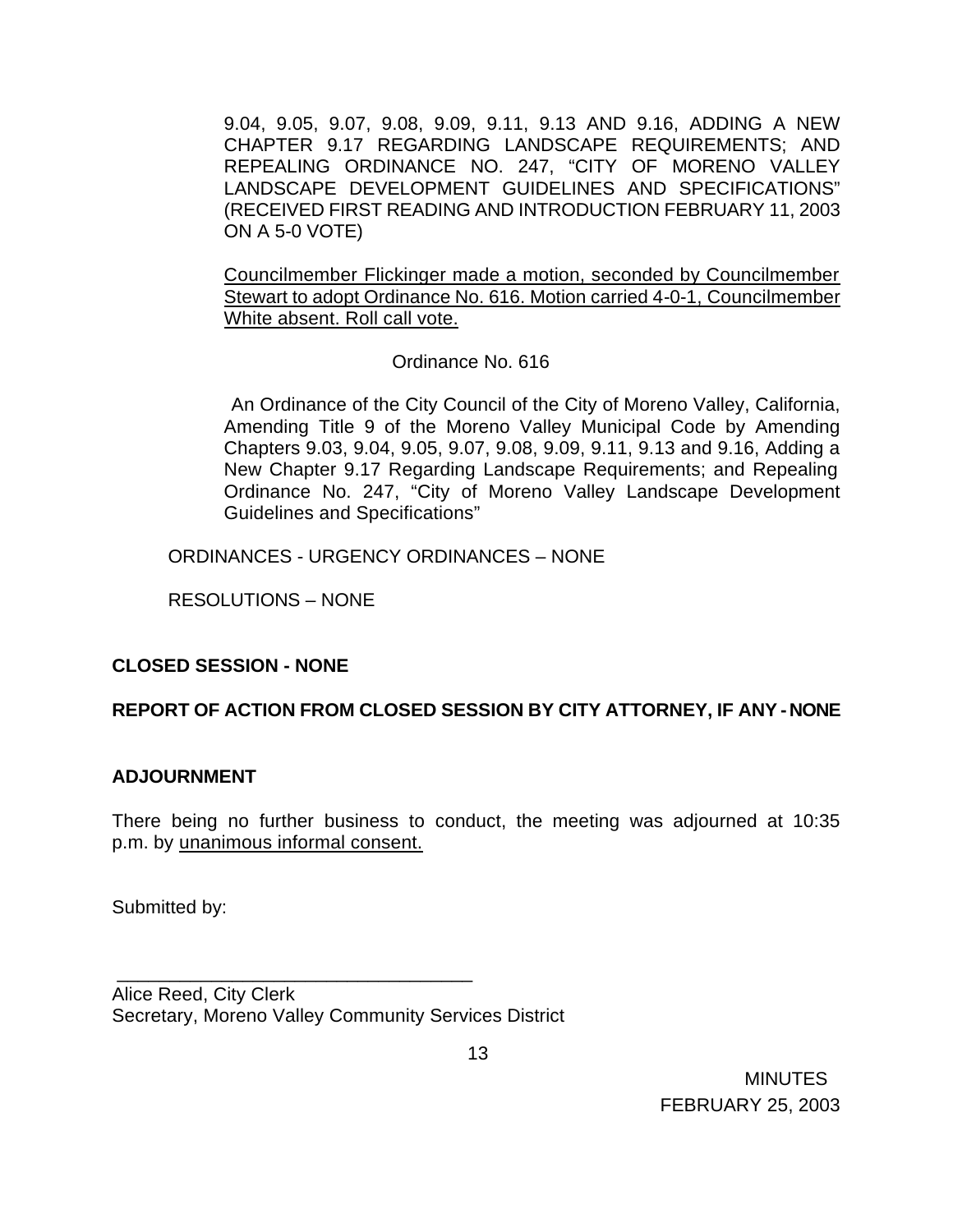9.04, 9.05, 9.07, 9.08, 9.09, 9.11, 9.13 AND 9.16, ADDING A NEW CHAPTER 9.17 REGARDING LANDSCAPE REQUIREMENTS; AND REPEALING ORDINANCE NO. 247, "CITY OF MORENO VALLEY LANDSCAPE DEVELOPMENT GUIDELINES AND SPECIFICATIONS" (RECEIVED FIRST READING AND INTRODUCTION FEBRUARY 11, 2003 ON A 5-0 VOTE)

Councilmember Flickinger made a motion, seconded by Councilmember Stewart to adopt Ordinance No. 616. Motion carried 4-0-1, Councilmember White absent. Roll call vote.

Ordinance No. 616

An Ordinance of the City Council of the City of Moreno Valley, California, Amending Title 9 of the Moreno Valley Municipal Code by Amending Chapters 9.03, 9.04, 9.05, 9.07, 9.08, 9.09, 9.11, 9.13 and 9.16, Adding a New Chapter 9.17 Regarding Landscape Requirements; and Repealing Ordinance No. 247, "City of Moreno Valley Landscape Development Guidelines and Specifications"

ORDINANCES - URGENCY ORDINANCES – NONE

RESOLUTIONS – NONE

**CLOSED SESSION - NONE**

**REPORT OF ACTION FROM CLOSED SESSION BY CITY ATTORNEY, IF ANY - NONE**

**ADJOURNMENT**

There being no further business to conduct, the meeting was adjourned at 10:35 p.m. by unanimous informal consent.

Submitted by:

\_\_\_\_\_\_\_\_\_\_\_\_\_\_\_\_\_\_\_\_\_\_\_\_\_\_\_\_\_\_\_\_\_\_\_

Alice Reed, City Clerk
Secretary, Moreno Valley Community Services District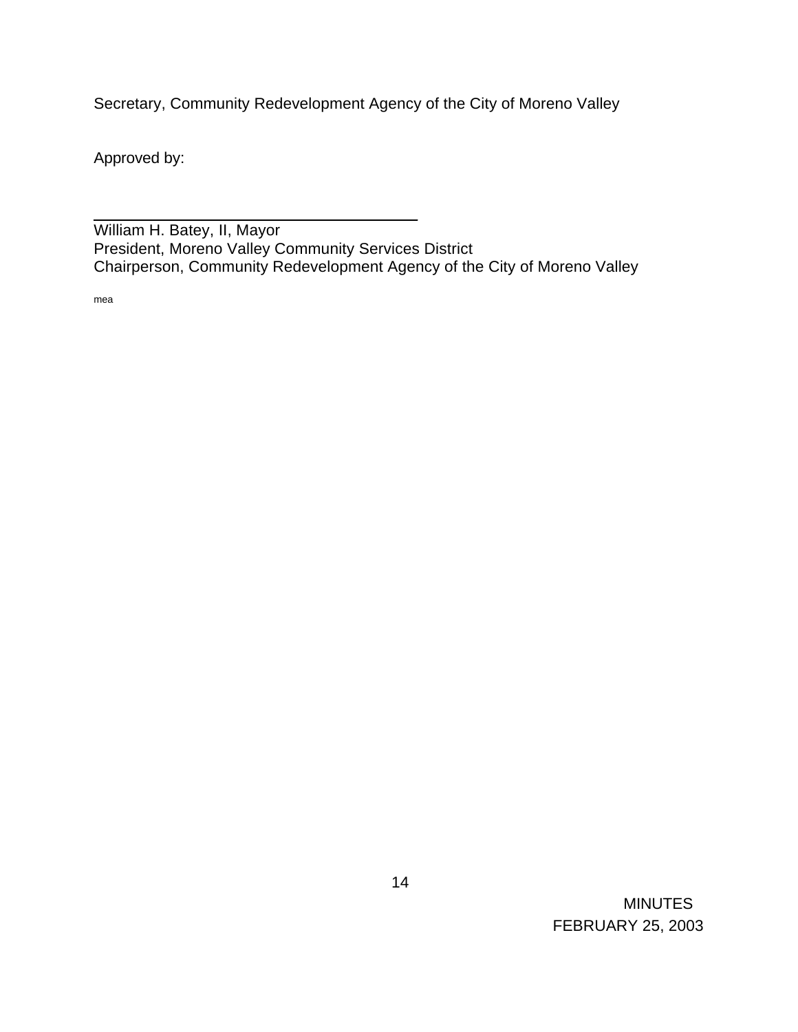Secretary, Community Redevelopment Agency of the City of Moreno Valley

Approved by:

\_\_\_\_\_\_\_\_\_\_\_\_\_\_\_\_\_\_\_\_\_\_\_\_\_\_\_\_\_\_\_\_\_\_\_\_\_\_\_\_

William H. Batey, II, Mayor
President, Moreno Valley Community Services District
Chairperson, Community Redevelopment Agency of the City of Moreno Valley

mea